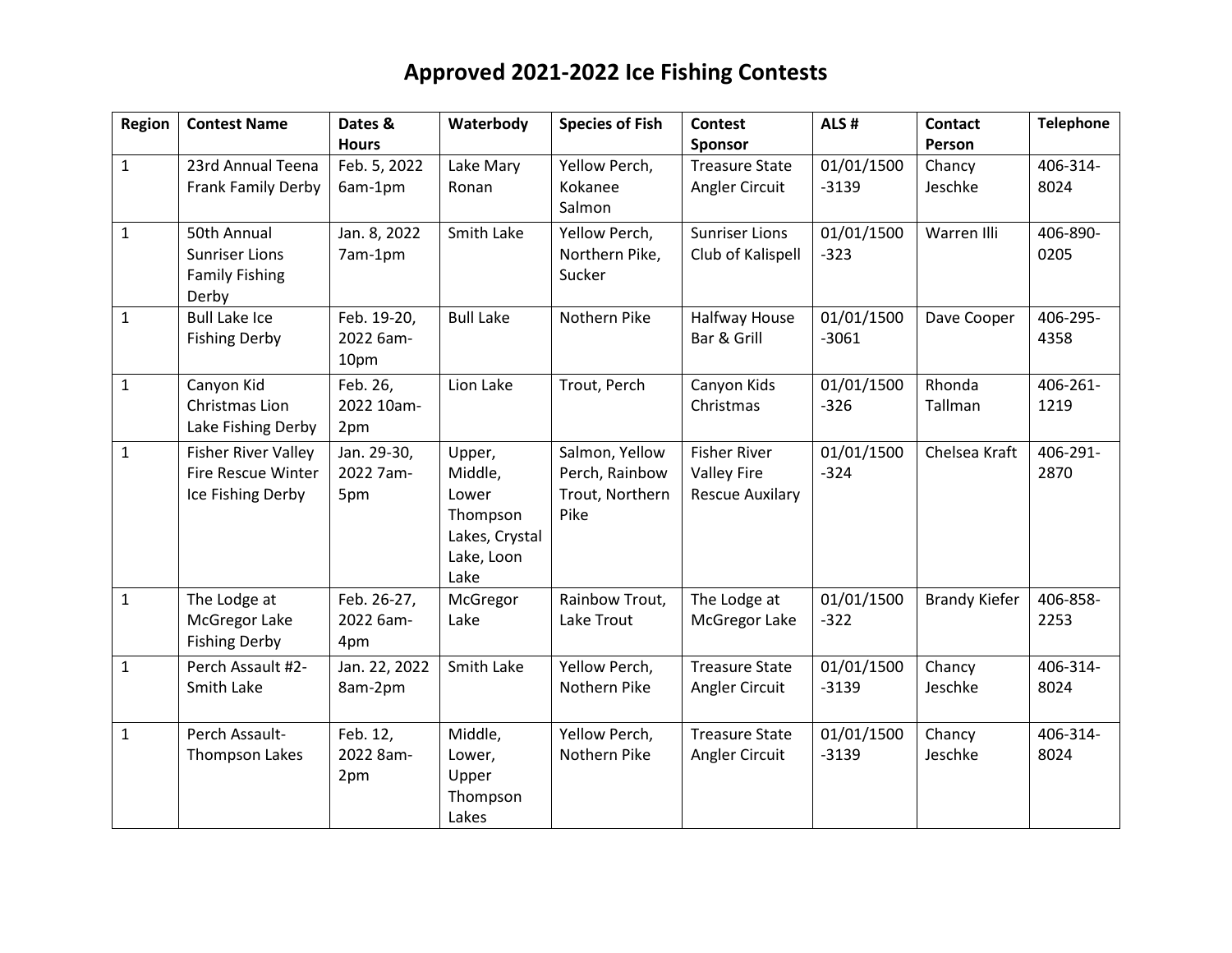# Approved 2021-2022 Ice Fishing Contests

| Region | Contest Name | Dates & Hours | Waterbody | Species of Fish | Contest Sponsor | ALS # | Contact Person | Telephone |
|---|---|---|---|---|---|---|---|---|
| 1 | 23rd Annual Teena Frank Family Derby | Feb. 5, 2022 6am-1pm | Lake Mary Ronan | Yellow Perch, Kokanee Salmon | Treasure State Angler Circuit | 01/01/1500-3139 | Chancy Jeschke | 406-314-8024 |
| 1 | 50th Annual Sunriser Lions Family Fishing Derby | Jan. 8, 2022 7am-1pm | Smith Lake | Yellow Perch, Northern Pike, Sucker | Sunriser Lions Club of Kalispell | 01/01/1500-323 | Warren Illi | 406-890-0205 |
| 1 | Bull Lake Ice Fishing Derby | Feb. 19-20, 2022 6am-10pm | Bull Lake | Nothern Pike | Halfway House Bar & Grill | 01/01/1500-3061 | Dave Cooper | 406-295-4358 |
| 1 | Canyon Kid Christmas Lion Lake Fishing Derby | Feb. 26, 2022 10am-2pm | Lion Lake | Trout, Perch | Canyon Kids Christmas | 01/01/1500-326 | Rhonda Tallman | 406-261-1219 |
| 1 | Fisher River Valley Fire Rescue Winter Ice Fishing Derby | Jan. 29-30, 2022 7am-5pm | Upper, Middle, Lower Thompson Lakes, Crystal Lake, Loon Lake | Salmon, Yellow Perch, Rainbow Trout, Northern Pike | Fisher River Valley Fire Rescue Auxilary | 01/01/1500-324 | Chelsea Kraft | 406-291-2870 |
| 1 | The Lodge at McGregor Lake Fishing Derby | Feb. 26-27, 2022 6am-4pm | McGregor Lake | Rainbow Trout, Lake Trout | The Lodge at McGregor Lake | 01/01/1500-322 | Brandy Kiefer | 406-858-2253 |
| 1 | Perch Assault #2-Smith Lake | Jan. 22, 2022 8am-2pm | Smith Lake | Yellow Perch, Nothern Pike | Treasure State Angler Circuit | 01/01/1500-3139 | Chancy Jeschke | 406-314-8024 |
| 1 | Perch Assault-Thompson Lakes | Feb. 12, 2022 8am-2pm | Middle, Lower, Upper Thompson Lakes | Yellow Perch, Nothern Pike | Treasure State Angler Circuit | 01/01/1500-3139 | Chancy Jeschke | 406-314-8024 |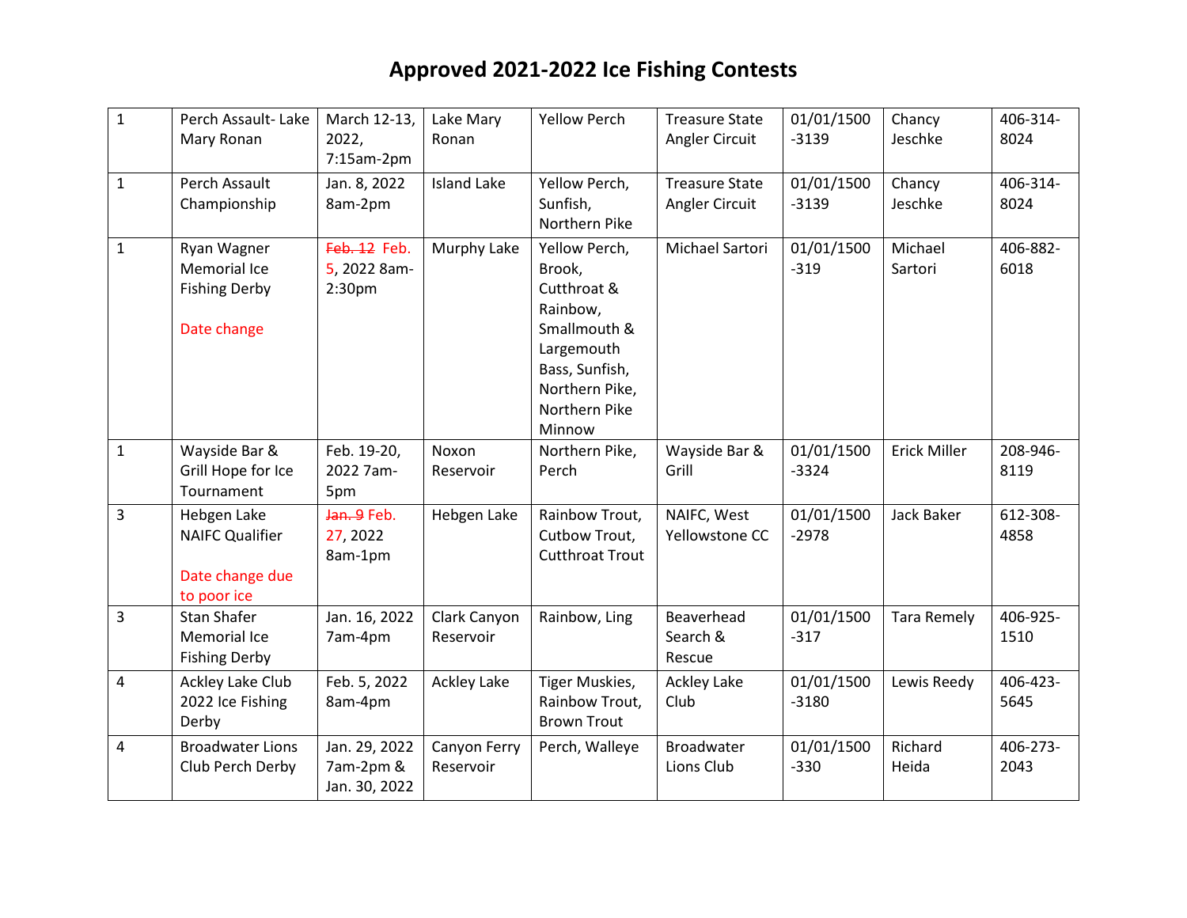# Approved 2021-2022 Ice Fishing Contests

| | | | | | | | | |
|---|---|---|---|---|---|---|---|---|
| 1 | Perch Assault- Lake Mary Ronan | March 12-13, 2022, 7:15am-2pm | Lake Mary Ronan | Yellow Perch | Treasure State Angler Circuit | 01/01/1500-3139 | Chancy Jeschke | 406-314-8024 |
| 1 | Perch Assault Championship | Jan. 8, 2022 8am-2pm | Island Lake | Yellow Perch, Sunfish, Northern Pike | Treasure State Angler Circuit | 01/01/1500-3139 | Chancy Jeschke | 406-314-8024 |
| 1 | Ryan Wagner Memorial Ice Fishing Derby<br><br>Date change | ~~Feb. 12~~ Feb. 5, 2022 8am-2:30pm | Murphy Lake | Yellow Perch, Brook, Cutthroat & Rainbow, Smallmouth & Largemouth Bass, Sunfish, Northern Pike, Northern Pike Minnow | Michael Sartori | 01/01/1500-319 | Michael Sartori | 406-882-6018 |
| 1 | Wayside Bar & Grill Hope for Ice Tournament | Feb. 19-20, 2022 7am-5pm | Noxon Reservoir | Northern Pike, Perch | Wayside Bar & Grill | 01/01/1500-3324 | Erick Miller | 208-946-8119 |
| 3 | Hebgen Lake NAIFC Qualifier<br><br>Date change due to poor ice | ~~Jan. 9~~ Feb. 27, 2022 8am-1pm | Hebgen Lake | Rainbow Trout, Cutbow Trout, Cutthroat Trout | NAIFC, West Yellowstone CC | 01/01/1500-2978 | Jack Baker | 612-308-4858 |
| 3 | Stan Shafer Memorial Ice Fishing Derby | Jan. 16, 2022 7am-4pm | Clark Canyon Reservoir | Rainbow, Ling | Beaverhead Search & Rescue | 01/01/1500-317 | Tara Remely | 406-925-1510 |
| 4 | Ackley Lake Club 2022 Ice Fishing Derby | Feb. 5, 2022 8am-4pm | Ackley Lake | Tiger Muskies, Rainbow Trout, Brown Trout | Ackley Lake Club | 01/01/1500-3180 | Lewis Reedy | 406-423-5645 |
| 4 | Broadwater Lions Club Perch Derby | Jan. 29, 2022 7am-2pm & Jan. 30, 2022 | Canyon Ferry Reservoir | Perch, Walleye | Broadwater Lions Club | 01/01/1500-330 | Richard Heida | 406-273-2043 |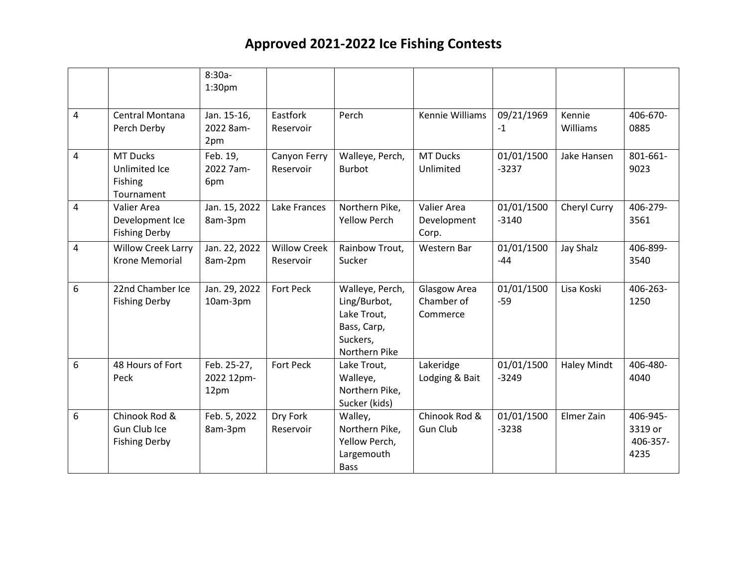# Approved 2021-2022 Ice Fishing Contests

| | | | | | | | | |
|---|---|---|---|---|---|---|---|---|
| | | 8:30a-1:30pm | | | | | | |
| 4 | Central Montana Perch Derby | Jan. 15-16, 2022 8am-2pm | Eastfork Reservoir | Perch | Kennie Williams | 09/21/1969-1 | Kennie Williams | 406-670-0885 |
| 4 | MT Ducks Unlimited Ice Fishing Tournament | Feb. 19, 2022 7am-6pm | Canyon Ferry Reservoir | Walleye, Perch, Burbot | MT Ducks Unlimited | 01/01/1500-3237 | Jake Hansen | 801-661-9023 |
| 4 | Valier Area Development Ice Fishing Derby | Jan. 15, 2022 8am-3pm | Lake Frances | Northern Pike, Yellow Perch | Valier Area Development Corp. | 01/01/1500-3140 | Cheryl Curry | 406-279-3561 |
| 4 | Willow Creek Larry Krone Memorial | Jan. 22, 2022 8am-2pm | Willow Creek Reservoir | Rainbow Trout, Sucker | Western Bar | 01/01/1500-44 | Jay Shalz | 406-899-3540 |
| 6 | 22nd Chamber Ice Fishing Derby | Jan. 29, 2022 10am-3pm | Fort Peck | Walleye, Perch, Ling/Burbot, Lake Trout, Bass, Carp, Suckers, Northern Pike | Glasgow Area Chamber of Commerce | 01/01/1500-59 | Lisa Koski | 406-263-1250 |
| 6 | 48 Hours of Fort Peck | Feb. 25-27, 2022 12pm-12pm | Fort Peck | Lake Trout, Walleye, Northern Pike, Sucker (kids) | Lakeridge Lodging & Bait | 01/01/1500-3249 | Haley Mindt | 406-480-4040 |
| 6 | Chinook Rod & Gun Club Ice Fishing Derby | Feb. 5, 2022 8am-3pm | Dry Fork Reservoir | Walley, Northern Pike, Yellow Perch, Largemouth Bass | Chinook Rod & Gun Club | 01/01/1500-3238 | Elmer Zain | 406-945-3319 or 406-357-4235 |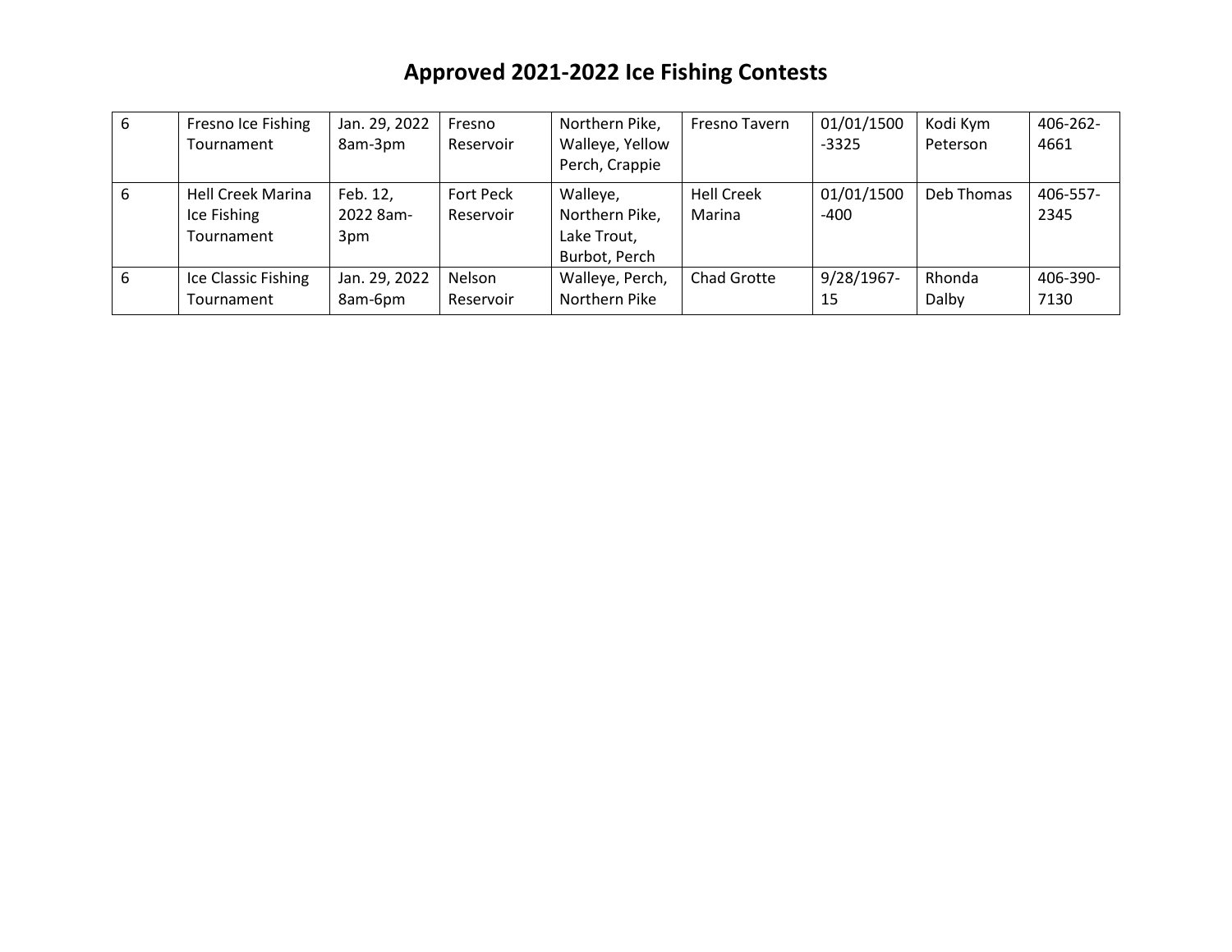# Approved 2021-2022 Ice Fishing Contests

| | | | | | | | | |
|---|---|---|---|---|---|---|---|---|
| 6 | Fresno Ice Fishing Tournament | Jan. 29, 2022 8am-3pm | Fresno Reservoir | Northern Pike, Walleye, Yellow Perch, Crappie | Fresno Tavern | 01/01/1500-3325 | Kodi Kym Peterson | 406-262-4661 |
| 6 | Hell Creek Marina Ice Fishing Tournament | Feb. 12, 2022 8am-3pm | Fort Peck Reservoir | Walleye, Northern Pike, Lake Trout, Burbot, Perch | Hell Creek Marina | 01/01/1500-400 | Deb Thomas | 406-557-2345 |
| 6 | Ice Classic Fishing Tournament | Jan. 29, 2022 8am-6pm | Nelson Reservoir | Walleye, Perch, Northern Pike | Chad Grotte | 9/28/1967-15 | Rhonda Dalby | 406-390-7130 |